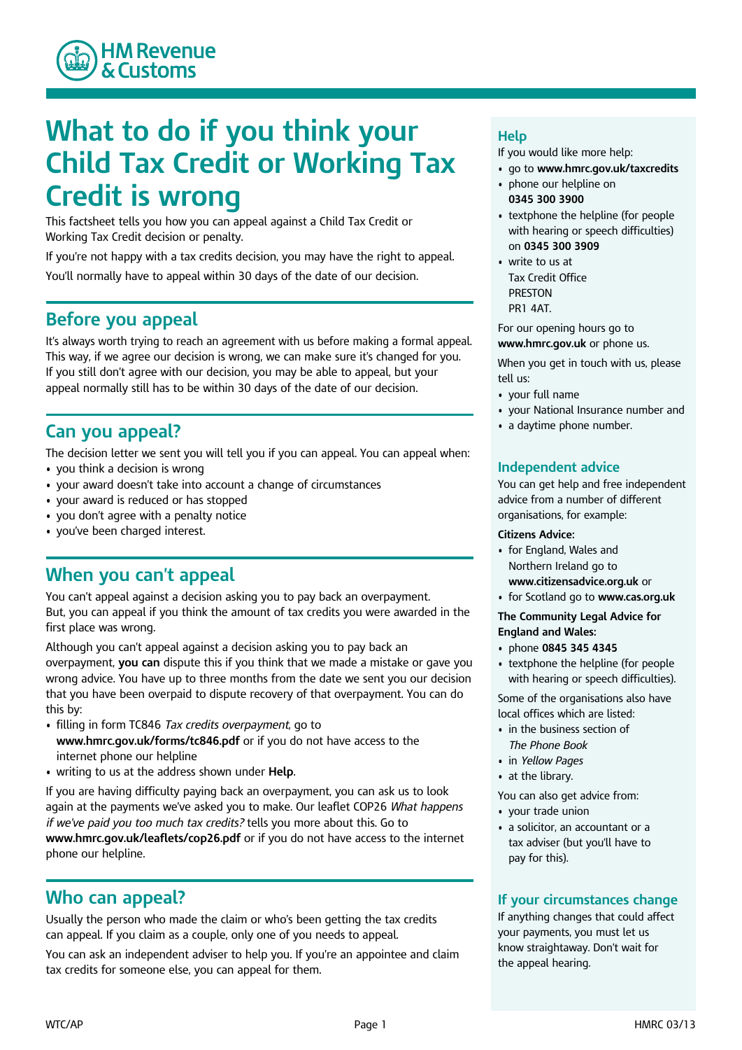HM Revenue & Customs

# What to do if you think your Child Tax Credit or Working Tax Credit is wrong

This factsheet tells you how you can appeal against a Child Tax Credit or Working Tax Credit decision or penalty.

If you're not happy with a tax credits decision, you may have the right to appeal.

You'll normally have to appeal within 30 days of the date of our decision.

## Before you appeal

It's always worth trying to reach an agreement with us before making a formal appeal. This way, if we agree our decision is wrong, we can make sure it's changed for you. If you still don't agree with our decision, you may be able to appeal, but your appeal normally still has to be within 30 days of the date of our decision.

## Can you appeal?

The decision letter we sent you will tell you if you can appeal. You can appeal when:

- you think a decision is wrong
- your award doesn't take into account a change of circumstances
- your award is reduced or has stopped
- you don't agree with a penalty notice
- you've been charged interest.

## When you can't appeal

You can't appeal against a decision asking you to pay back an overpayment. But, you can appeal if you think the amount of tax credits you were awarded in the first place was wrong.

Although you can't appeal against a decision asking you to pay back an overpayment, **you can** dispute this if you think that we made a mistake or gave you wrong advice. You have up to three months from the date we sent you our decision that you have been overpaid to dispute recovery of that overpayment. You can do this by:

- filling in form TC846 *Tax credits overpayment*, go to **www.hmrc.gov.uk/forms/tc846.pdf** or if you do not have access to the internet phone our helpline
- writing to us at the address shown under **Help**.

If you are having difficulty paying back an overpayment, you can ask us to look again at the payments we've asked you to make. Our leaflet COP26 *What happens if we've paid you too much tax credits?* tells you more about this. Go to **www.hmrc.gov.uk/leaflets/cop26.pdf** or if you do not have access to the internet phone our helpline.

## Who can appeal?

Usually the person who made the claim or who's been getting the tax credits can appeal. If you claim as a couple, only one of you needs to appeal.

You can ask an independent adviser to help you. If you're an appointee and claim tax credits for someone else, you can appeal for them.

## Help

If you would like more help:

- go to **www.hmrc.gov.uk/taxcredits**
- phone our helpline on **0345 300 3900**
- textphone the helpline (for people with hearing or speech difficulties) on **0345 300 3909**
- write to us at
  Tax Credit Office
  PRESTON
  PR1 4AT.

For our opening hours go to **www.hmrc.gov.uk** or phone us.

When you get in touch with us, please tell us:

- your full name
- your National Insurance number and
- a daytime phone number.

## Independent advice

You can get help and free independent advice from a number of different organisations, for example:

**Citizens Advice:**

- for England, Wales and Northern Ireland go to **www.citizensadvice.org.uk** or
- for Scotland go to **www.cas.org.uk**

**The Community Legal Advice for England and Wales:**

- phone **0845 345 4345**
- textphone the helpline (for people with hearing or speech difficulties).

Some of the organisations also have local offices which are listed:

- in the business section of *The Phone Book*
- in *Yellow Pages*
- at the library.

You can also get advice from:

- your trade union
- a solicitor, an accountant or a tax adviser (but you'll have to pay for this).

## If your circumstances change

If anything changes that could affect your payments, you must let us know straightaway. Don't wait for the appeal hearing.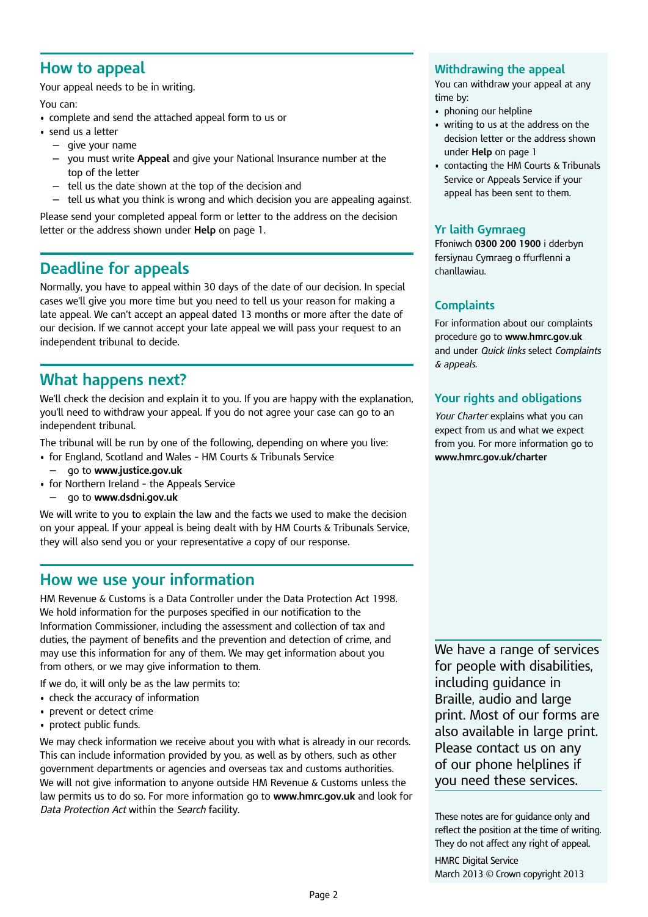## How to appeal

Your appeal needs to be in writing.

You can:

- complete and send the attached appeal form to us or
- send us a letter
  - give your name
  - you must write **Appeal** and give your National Insurance number at the top of the letter
  - tell us the date shown at the top of the decision and
  - tell us what you think is wrong and which decision you are appealing against.

Please send your completed appeal form or letter to the address on the decision letter or the address shown under **Help** on page 1.

## Deadline for appeals

Normally, you have to appeal within 30 days of the date of our decision. In special cases we'll give you more time but you need to tell us your reason for making a late appeal. We can't accept an appeal dated 13 months or more after the date of our decision. If we cannot accept your late appeal we will pass your request to an independent tribunal to decide.

## What happens next?

We'll check the decision and explain it to you. If you are happy with the explanation, you'll need to withdraw your appeal. If you do not agree your case can go to an independent tribunal.

The tribunal will be run by one of the following, depending on where you live:

- for England, Scotland and Wales - HM Courts & Tribunals Service
  - go to **www.justice.gov.uk**
- for Northern Ireland - the Appeals Service
  - go to **www.dsdni.gov.uk**

We will write to you to explain the law and the facts we used to make the decision on your appeal. If your appeal is being dealt with by HM Courts & Tribunals Service, they will also send you or your representative a copy of our response.

## How we use your information

HM Revenue & Customs is a Data Controller under the Data Protection Act 1998. We hold information for the purposes specified in our notification to the Information Commissioner, including the assessment and collection of tax and duties, the payment of benefits and the prevention and detection of crime, and may use this information for any of them. We may get information about you from others, or we may give information to them.

If we do, it will only be as the law permits to:

- check the accuracy of information
- prevent or detect crime
- protect public funds.

We may check information we receive about you with what is already in our records. This can include information provided by you, as well as by others, such as other government departments or agencies and overseas tax and customs authorities. We will not give information to anyone outside HM Revenue & Customs unless the law permits us to do so. For more information go to **www.hmrc.gov.uk** and look for *Data Protection Act* within the *Search* facility.

## Withdrawing the appeal

You can withdraw your appeal at any time by:

- phoning our helpline
- writing to us at the address on the decision letter or the address shown under **Help** on page 1
- contacting the HM Courts & Tribunals Service or Appeals Service if your appeal has been sent to them.

## Yr Iaith Gymraeg

Ffoniwch **0300 200 1900** i dderbyn fersiynau Cymraeg o ffurflenni a chanllawiau.

## Complaints

For information about our complaints procedure go to **www.hmrc.gov.uk** and under *Quick links* select *Complaints & appeals*.

## Your rights and obligations

*Your Charter* explains what you can expect from us and what we expect from you. For more information go to **www.hmrc.gov.uk/charter**

We have a range of services for people with disabilities, including guidance in Braille, audio and large print. Most of our forms are also available in large print. Please contact us on any of our phone helplines if you need these services.

These notes are for guidance only and reflect the position at the time of writing. They do not affect any right of appeal.

HMRC Digital Service  
March 2013 © Crown copyright 2013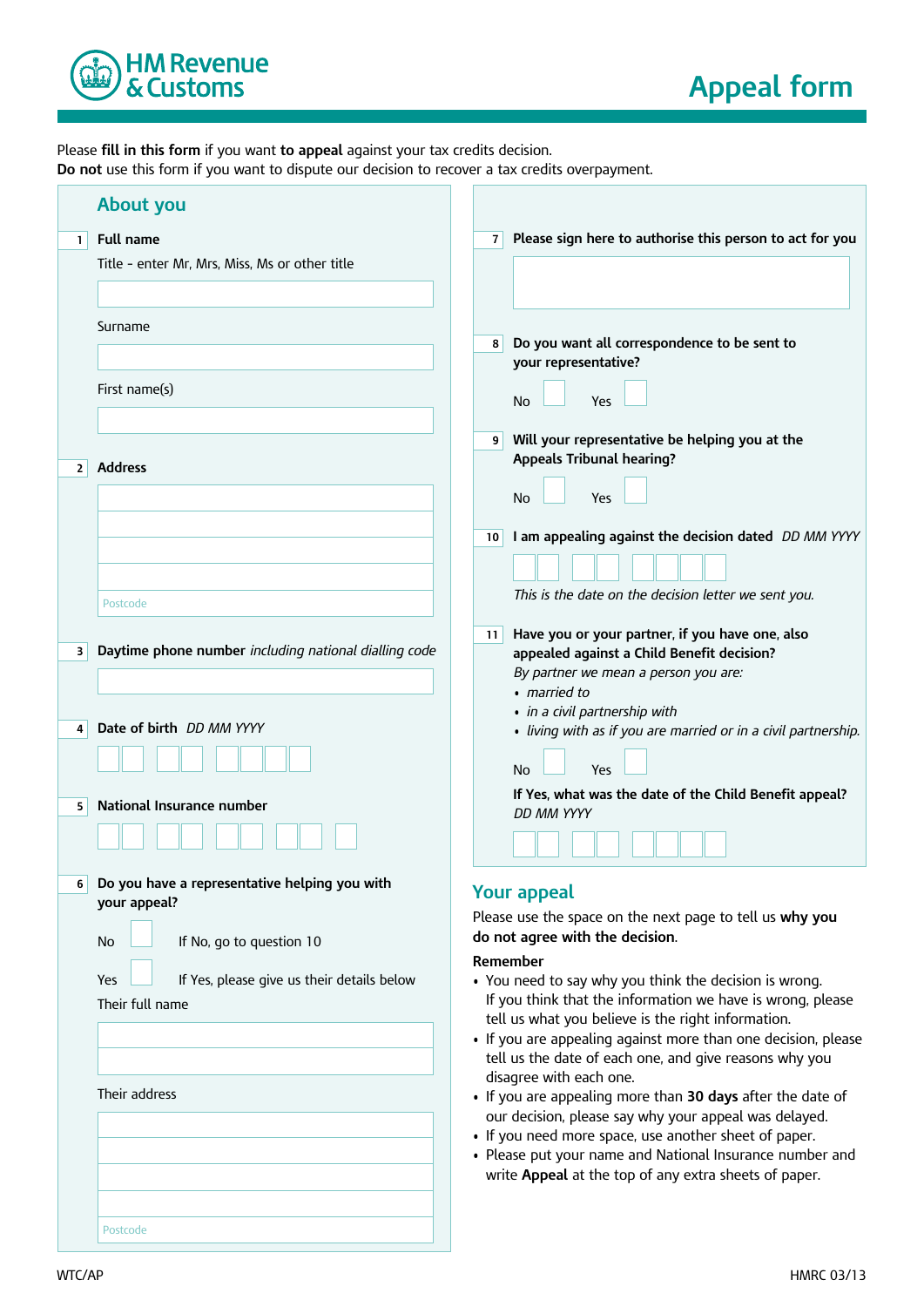# Appeal form

HM Revenue & Customs

Please **fill in this form** if you want **to appeal** against your tax credits decision.
**Do not** use this form if you want to dispute our decision to recover a tax credits overpayment.

## About you

**1 Full name**

Title - enter Mr, Mrs, Miss, Ms or other title

Surname

First name(s)

**2 Address**

Postcode

**3 Daytime phone number** *including national dialling code*

**4 Date of birth** *DD MM YYYY*

**5 National Insurance number**

**6 Do you have a representative helping you with your appeal?**

No ☐ If No, go to question 10

Yes ☐ If Yes, please give us their details below

Their full name

Their address

Postcode

**7 Please sign here to authorise this person to act for you**

**8 Do you want all correspondence to be sent to your representative?**

No ☐ Yes ☐

**9 Will your representative be helping you at the Appeals Tribunal hearing?**

No ☐ Yes ☐

**10 I am appealing against the decision dated** *DD MM YYYY*

*This is the date on the decision letter we sent you.*

**11 Have you or your partner, if you have one, also appealed against a Child Benefit decision?**

*By partner we mean a person you are:*

- *married to*
- *in a civil partnership with*
- *living with as if you are married or in a civil partnership.*

No ☐ Yes ☐

**If Yes, what was the date of the Child Benefit appeal?** *DD MM YYYY*

## Your appeal

Please use the space on the next page to tell us **why you do not agree with the decision**.

**Remember**

- You need to say why you think the decision is wrong. If you think that the information we have is wrong, please tell us what you believe is the right information.
- If you are appealing against more than one decision, please tell us the date of each one, and give reasons why you disagree with each one.
- If you are appealing more than **30 days** after the date of our decision, please say why your appeal was delayed.
- If you need more space, use another sheet of paper.
- Please put your name and National Insurance number and write **Appeal** at the top of any extra sheets of paper.

WTC/AP HMRC 03/13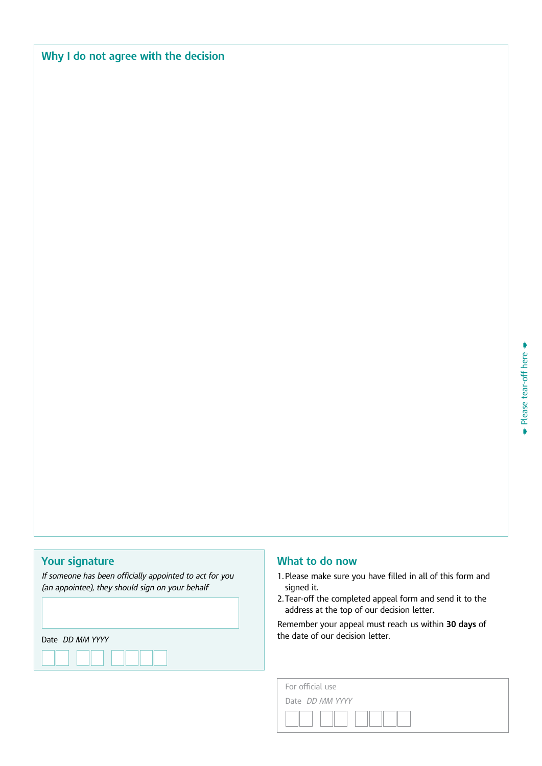## Why I do not agree with the decision

## Your signature

*If someone has been officially appointed to act for you (an appointee), they should sign on your behalf*

Date *DD MM YYYY*

## What to do now

1. Please make sure you have filled in all of this form and signed it.
2. Tear-off the completed appeal form and send it to the address at the top of our decision letter.

Remember your appeal must reach us within **30 days** of the date of our decision letter.

For official use

Date *DD MM YYYY*

Please tear-off here